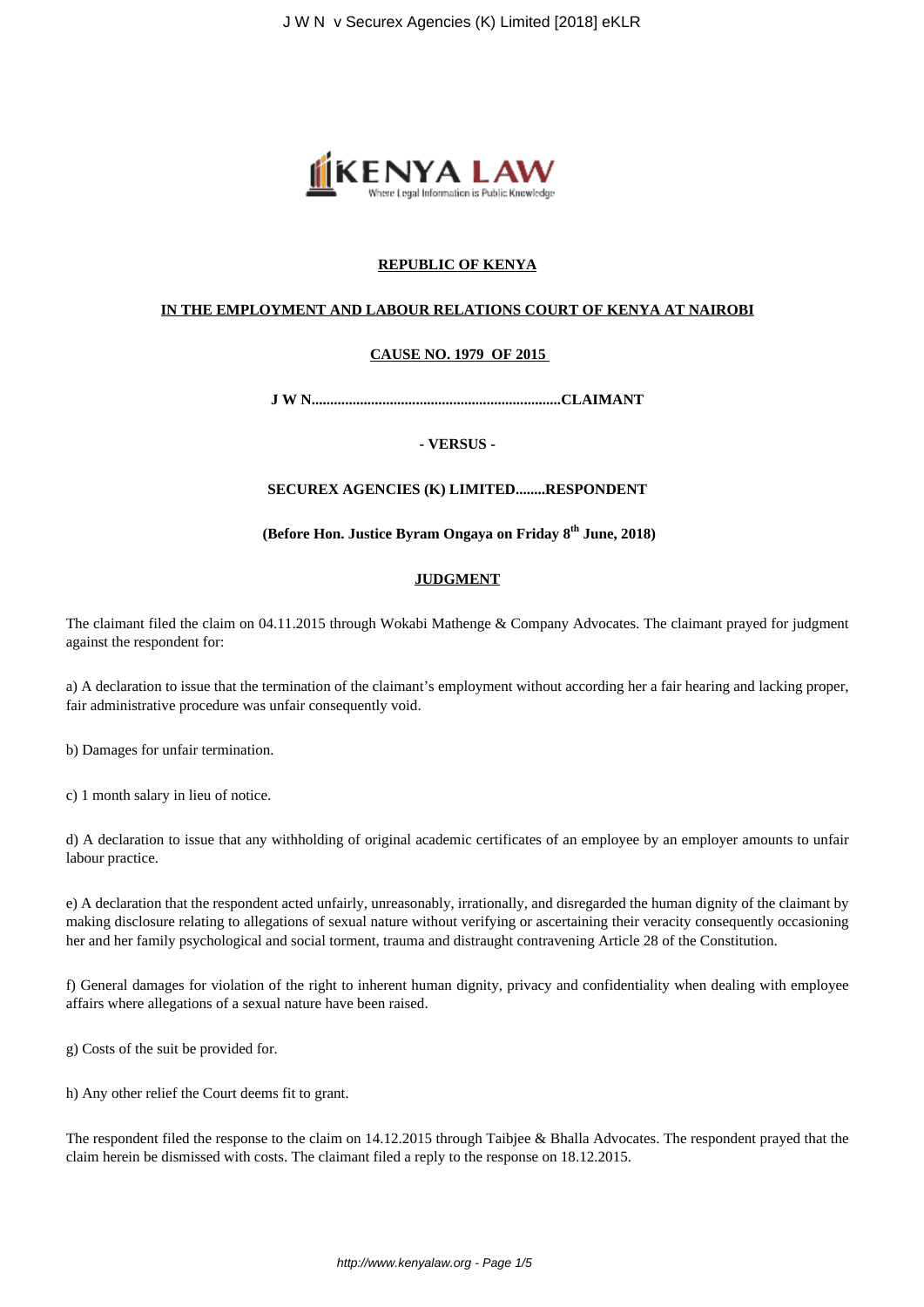**REPUBLIC OF KENYA**

**IN THE EMPLOYMENT AND LABOUR RELATIONS COURT OF KENYA AT NAIROBI**

**CAUSE NO. 1979 OF 2015**

**J W N....................................................................CLAIMANT**

**- VERSUS -**

**SECUREX AGENCIES (K) LIMITED........RESPONDENT**

**(Before Hon. Justice Byram Ongaya on Friday 8th June, 2018)**

**JUDGMENT**

The claimant filed the claim on 04.11.2015 through Wokabi Mathenge & Company Advocates. The claimant prayed for judgment against the respondent for:

a) A declaration to issue that the termination of the claimant's employment without according her a fair hearing and lacking proper, fair administrative procedure was unfair consequently void.

b) Damages for unfair termination.

c) 1 month salary in lieu of notice.

d) A declaration to issue that any withholding of original academic certificates of an employee by an employer amounts to unfair labour practice.

e) A declaration that the respondent acted unfairly, unreasonably, irrationally, and disregarded the human dignity of the claimant by making disclosure relating to allegations of sexual nature without verifying or ascertaining their veracity consequently occasioning her and her family psychological and social torment, trauma and distraught contravening Article 28 of the Constitution.

f) General damages for violation of the right to inherent human dignity, privacy and confidentiality when dealing with employee affairs where allegations of a sexual nature have been raised.

g) Costs of the suit be provided for.

h) Any other relief the Court deems fit to grant.

The respondent filed the response to the claim on 14.12.2015 through Taibjee & Bhalla Advocates. The respondent prayed that the claim herein be dismissed with costs. The claimant filed a reply to the response on 18.12.2015.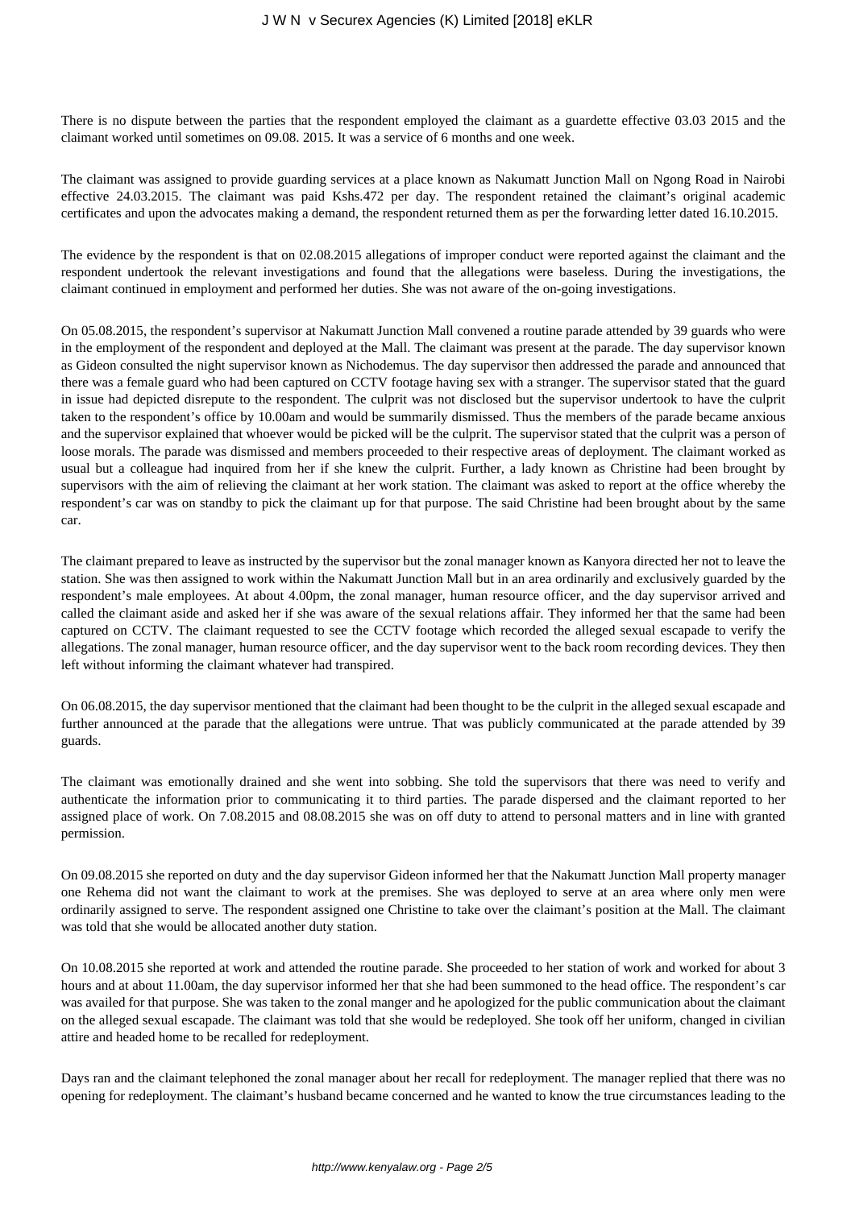There is no dispute between the parties that the respondent employed the claimant as a guardette effective 03.03 2015 and the claimant worked until sometimes on 09.08. 2015. It was a service of 6 months and one week.

The claimant was assigned to provide guarding services at a place known as Nakumatt Junction Mall on Ngong Road in Nairobi effective 24.03.2015. The claimant was paid Kshs.472 per day. The respondent retained the claimant's original academic certificates and upon the advocates making a demand, the respondent returned them as per the forwarding letter dated 16.10.2015.

The evidence by the respondent is that on 02.08.2015 allegations of improper conduct were reported against the claimant and the respondent undertook the relevant investigations and found that the allegations were baseless. During the investigations, the claimant continued in employment and performed her duties. She was not aware of the on-going investigations.

On 05.08.2015, the respondent's supervisor at Nakumatt Junction Mall convened a routine parade attended by 39 guards who were in the employment of the respondent and deployed at the Mall. The claimant was present at the parade. The day supervisor known as Gideon consulted the night supervisor known as Nichodemus. The day supervisor then addressed the parade and announced that there was a female guard who had been captured on CCTV footage having sex with a stranger. The supervisor stated that the guard in issue had depicted disrepute to the respondent. The culprit was not disclosed but the supervisor undertook to have the culprit taken to the respondent's office by 10.00am and would be summarily dismissed. Thus the members of the parade became anxious and the supervisor explained that whoever would be picked will be the culprit. The supervisor stated that the culprit was a person of loose morals. The parade was dismissed and members proceeded to their respective areas of deployment. The claimant worked as usual but a colleague had inquired from her if she knew the culprit. Further, a lady known as Christine had been brought by supervisors with the aim of relieving the claimant at her work station. The claimant was asked to report at the office whereby the respondent's car was on standby to pick the claimant up for that purpose. The said Christine had been brought about by the same car.

The claimant prepared to leave as instructed by the supervisor but the zonal manager known as Kanyora directed her not to leave the station. She was then assigned to work within the Nakumatt Junction Mall but in an area ordinarily and exclusively guarded by the respondent's male employees. At about 4.00pm, the zonal manager, human resource officer, and the day supervisor arrived and called the claimant aside and asked her if she was aware of the sexual relations affair. They informed her that the same had been captured on CCTV. The claimant requested to see the CCTV footage which recorded the alleged sexual escapade to verify the allegations. The zonal manager, human resource officer, and the day supervisor went to the back room recording devices. They then left without informing the claimant whatever had transpired.

On 06.08.2015, the day supervisor mentioned that the claimant had been thought to be the culprit in the alleged sexual escapade and further announced at the parade that the allegations were untrue. That was publicly communicated at the parade attended by 39 guards.

The claimant was emotionally drained and she went into sobbing. She told the supervisors that there was need to verify and authenticate the information prior to communicating it to third parties. The parade dispersed and the claimant reported to her assigned place of work. On 7.08.2015 and 08.08.2015 she was on off duty to attend to personal matters and in line with granted permission.

On 09.08.2015 she reported on duty and the day supervisor Gideon informed her that the Nakumatt Junction Mall property manager one Rehema did not want the claimant to work at the premises. She was deployed to serve at an area where only men were ordinarily assigned to serve. The respondent assigned one Christine to take over the claimant's position at the Mall. The claimant was told that she would be allocated another duty station.

On 10.08.2015 she reported at work and attended the routine parade. She proceeded to her station of work and worked for about 3 hours and at about 11.00am, the day supervisor informed her that she had been summoned to the head office. The respondent's car was availed for that purpose. She was taken to the zonal manger and he apologized for the public communication about the claimant on the alleged sexual escapade. The claimant was told that she would be redeployed. She took off her uniform, changed in civilian attire and headed home to be recalled for redeployment.

Days ran and the claimant telephoned the zonal manager about her recall for redeployment. The manager replied that there was no opening for redeployment. The claimant's husband became concerned and he wanted to know the true circumstances leading to the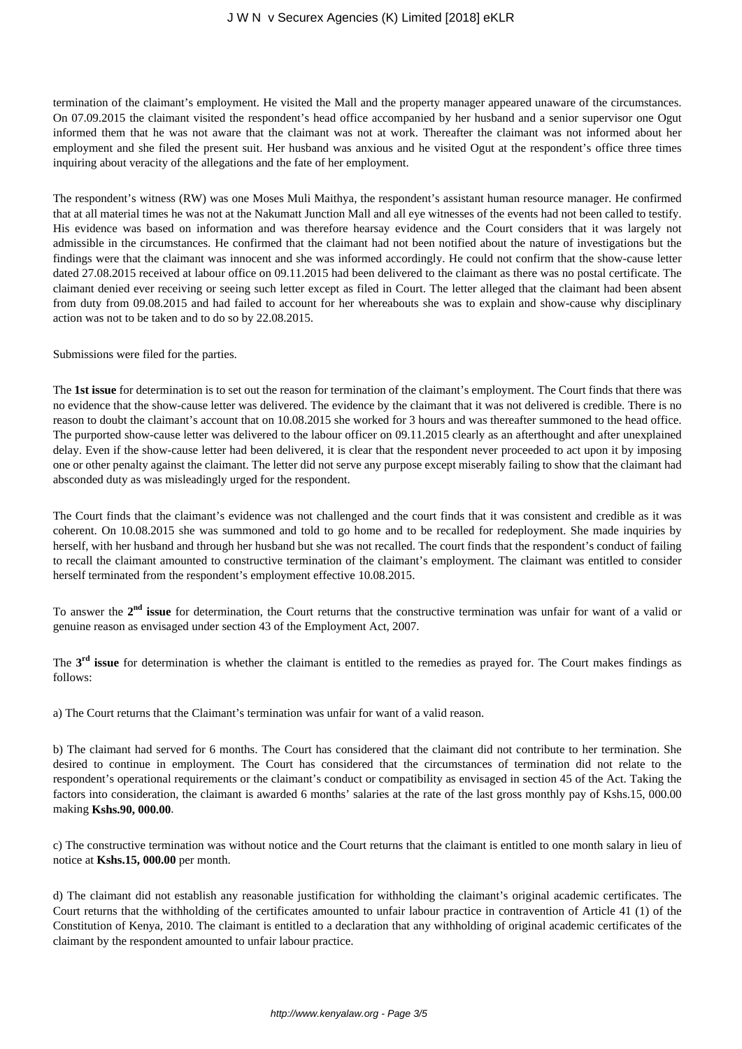termination of the claimant's employment. He visited the Mall and the property manager appeared unaware of the circumstances. On 07.09.2015 the claimant visited the respondent's head office accompanied by her husband and a senior supervisor one Ogut informed them that he was not aware that the claimant was not at work. Thereafter the claimant was not informed about her employment and she filed the present suit. Her husband was anxious and he visited Ogut at the respondent's office three times inquiring about veracity of the allegations and the fate of her employment.

The respondent's witness (RW) was one Moses Muli Maithya, the respondent's assistant human resource manager. He confirmed that at all material times he was not at the Nakumatt Junction Mall and all eye witnesses of the events had not been called to testify. His evidence was based on information and was therefore hearsay evidence and the Court considers that it was largely not admissible in the circumstances. He confirmed that the claimant had not been notified about the nature of investigations but the findings were that the claimant was innocent and she was informed accordingly. He could not confirm that the show-cause letter dated 27.08.2015 received at labour office on 09.11.2015 had been delivered to the claimant as there was no postal certificate. The claimant denied ever receiving or seeing such letter except as filed in Court. The letter alleged that the claimant had been absent from duty from 09.08.2015 and had failed to account for her whereabouts she was to explain and show-cause why disciplinary action was not to be taken and to do so by 22.08.2015.

Submissions were filed for the parties.

The **1st issue** for determination is to set out the reason for termination of the claimant's employment. The Court finds that there was no evidence that the show-cause letter was delivered. The evidence by the claimant that it was not delivered is credible. There is no reason to doubt the claimant's account that on 10.08.2015 she worked for 3 hours and was thereafter summoned to the head office. The purported show-cause letter was delivered to the labour officer on 09.11.2015 clearly as an afterthought and after unexplained delay. Even if the show-cause letter had been delivered, it is clear that the respondent never proceeded to act upon it by imposing one or other penalty against the claimant. The letter did not serve any purpose except miserably failing to show that the claimant had absconded duty as was misleadingly urged for the respondent.

The Court finds that the claimant's evidence was not challenged and the court finds that it was consistent and credible as it was coherent. On 10.08.2015 she was summoned and told to go home and to be recalled for redeployment. She made inquiries by herself, with her husband and through her husband but she was not recalled. The court finds that the respondent's conduct of failing to recall the claimant amounted to constructive termination of the claimant's employment. The claimant was entitled to consider herself terminated from the respondent's employment effective 10.08.2015.

To answer the **2nd issue** for determination, the Court returns that the constructive termination was unfair for want of a valid or genuine reason as envisaged under section 43 of the Employment Act, 2007.

The **3rd issue** for determination is whether the claimant is entitled to the remedies as prayed for. The Court makes findings as follows:

a) The Court returns that the Claimant's termination was unfair for want of a valid reason.

b) The claimant had served for 6 months. The Court has considered that the claimant did not contribute to her termination. She desired to continue in employment. The Court has considered that the circumstances of termination did not relate to the respondent's operational requirements or the claimant's conduct or compatibility as envisaged in section 45 of the Act. Taking the factors into consideration, the claimant is awarded 6 months' salaries at the rate of the last gross monthly pay of Kshs.15, 000.00 making **Kshs.90, 000.00**.

c) The constructive termination was without notice and the Court returns that the claimant is entitled to one month salary in lieu of notice at **Kshs.15, 000.00** per month.

d) The claimant did not establish any reasonable justification for withholding the claimant's original academic certificates. The Court returns that the withholding of the certificates amounted to unfair labour practice in contravention of Article 41 (1) of the Constitution of Kenya, 2010. The claimant is entitled to a declaration that any withholding of original academic certificates of the claimant by the respondent amounted to unfair labour practice.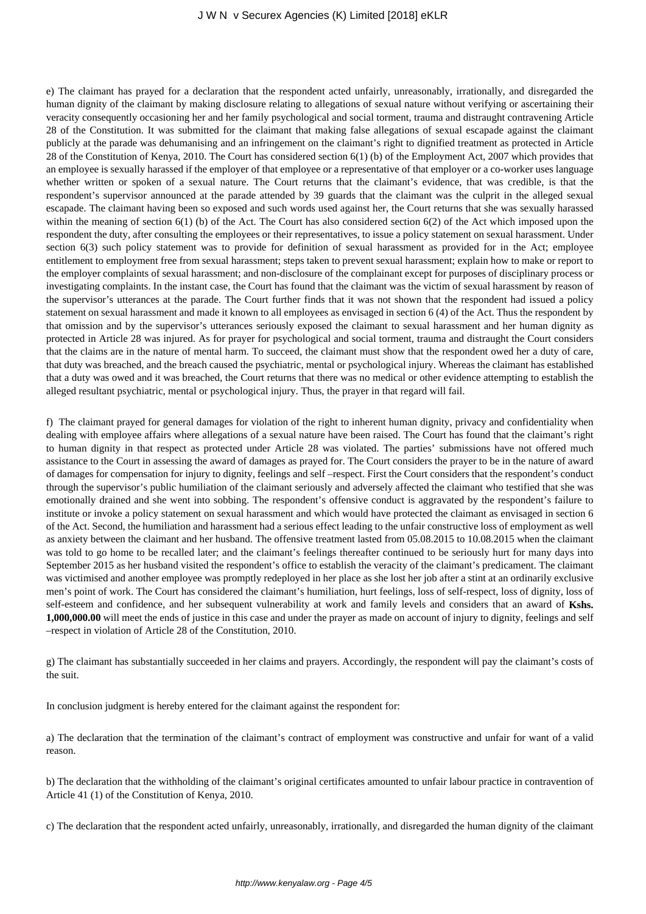e) The claimant has prayed for a declaration that the respondent acted unfairly, unreasonably, irrationally, and disregarded the human dignity of the claimant by making disclosure relating to allegations of sexual nature without verifying or ascertaining their veracity consequently occasioning her and her family psychological and social torment, trauma and distraught contravening Article 28 of the Constitution. It was submitted for the claimant that making false allegations of sexual escapade against the claimant publicly at the parade was dehumanising and an infringement on the claimant's right to dignified treatment as protected in Article 28 of the Constitution of Kenya, 2010. The Court has considered section 6(1) (b) of the Employment Act, 2007 which provides that an employee is sexually harassed if the employer of that employee or a representative of that employer or a co-worker uses language whether written or spoken of a sexual nature. The Court returns that the claimant's evidence, that was credible, is that the respondent's supervisor announced at the parade attended by 39 guards that the claimant was the culprit in the alleged sexual escapade. The claimant having been so exposed and such words used against her, the Court returns that she was sexually harassed within the meaning of section 6(1) (b) of the Act. The Court has also considered section 6(2) of the Act which imposed upon the respondent the duty, after consulting the employees or their representatives, to issue a policy statement on sexual harassment. Under section 6(3) such policy statement was to provide for definition of sexual harassment as provided for in the Act; employee entitlement to employment free from sexual harassment; steps taken to prevent sexual harassment; explain how to make or report to the employer complaints of sexual harassment; and non-disclosure of the complainant except for purposes of disciplinary process or investigating complaints. In the instant case, the Court has found that the claimant was the victim of sexual harassment by reason of the supervisor's utterances at the parade. The Court further finds that it was not shown that the respondent had issued a policy statement on sexual harassment and made it known to all employees as envisaged in section 6 (4) of the Act. Thus the respondent by that omission and by the supervisor's utterances seriously exposed the claimant to sexual harassment and her human dignity as protected in Article 28 was injured. As for prayer for psychological and social torment, trauma and distraught the Court considers that the claims are in the nature of mental harm. To succeed, the claimant must show that the respondent owed her a duty of care, that duty was breached, and the breach caused the psychiatric, mental or psychological injury. Whereas the claimant has established that a duty was owed and it was breached, the Court returns that there was no medical or other evidence attempting to establish the alleged resultant psychiatric, mental or psychological injury. Thus, the prayer in that regard will fail.

f) The claimant prayed for general damages for violation of the right to inherent human dignity, privacy and confidentiality when dealing with employee affairs where allegations of a sexual nature have been raised. The Court has found that the claimant's right to human dignity in that respect as protected under Article 28 was violated. The parties' submissions have not offered much assistance to the Court in assessing the award of damages as prayed for. The Court considers the prayer to be in the nature of award of damages for compensation for injury to dignity, feelings and self –respect. First the Court considers that the respondent's conduct through the supervisor's public humiliation of the claimant seriously and adversely affected the claimant who testified that she was emotionally drained and she went into sobbing. The respondent's offensive conduct is aggravated by the respondent's failure to institute or invoke a policy statement on sexual harassment and which would have protected the claimant as envisaged in section 6 of the Act. Second, the humiliation and harassment had a serious effect leading to the unfair constructive loss of employment as well as anxiety between the claimant and her husband. The offensive treatment lasted from 05.08.2015 to 10.08.2015 when the claimant was told to go home to be recalled later; and the claimant's feelings thereafter continued to be seriously hurt for many days into September 2015 as her husband visited the respondent's office to establish the veracity of the claimant's predicament. The claimant was victimised and another employee was promptly redeployed in her place as she lost her job after a stint at an ordinarily exclusive men's point of work. The Court has considered the claimant's humiliation, hurt feelings, loss of self-respect, loss of dignity, loss of self-esteem and confidence, and her subsequent vulnerability at work and family levels and considers that an award of **Kshs. 1,000,000.00** will meet the ends of justice in this case and under the prayer as made on account of injury to dignity, feelings and self –respect in violation of Article 28 of the Constitution, 2010.

g) The claimant has substantially succeeded in her claims and prayers. Accordingly, the respondent will pay the claimant's costs of the suit.

In conclusion judgment is hereby entered for the claimant against the respondent for:

a) The declaration that the termination of the claimant's contract of employment was constructive and unfair for want of a valid reason.

b) The declaration that the withholding of the claimant's original certificates amounted to unfair labour practice in contravention of Article 41 (1) of the Constitution of Kenya, 2010.

c) The declaration that the respondent acted unfairly, unreasonably, irrationally, and disregarded the human dignity of the claimant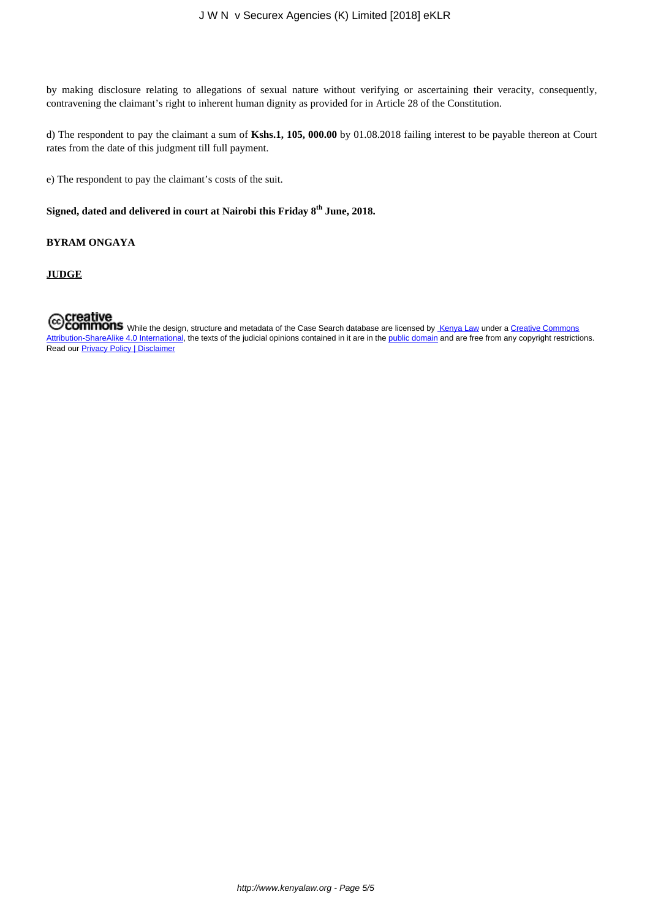by making disclosure relating to allegations of sexual nature without verifying or ascertaining their veracity, consequently, contravening the claimant's right to inherent human dignity as provided for in Article 28 of the Constitution.

d) The respondent to pay the claimant a sum of **Kshs.1, 105, 000.00** by 01.08.2018 failing interest to be payable thereon at Court rates from the date of this judgment till full payment.

e) The respondent to pay the claimant's costs of the suit.

**Signed, dated and delivered in court at Nairobi this Friday 8th June, 2018.**

**BYRAM ONGAYA**

**JUDGE**

While the design, structure and metadata of the Case Search database are licensed by Kenya Law under a Creative Commons Attribution-ShareAlike 4.0 International, the texts of the judicial opinions contained in it are in the public domain and are free from any copyright restrictions. Read our Privacy Policy | Disclaimer